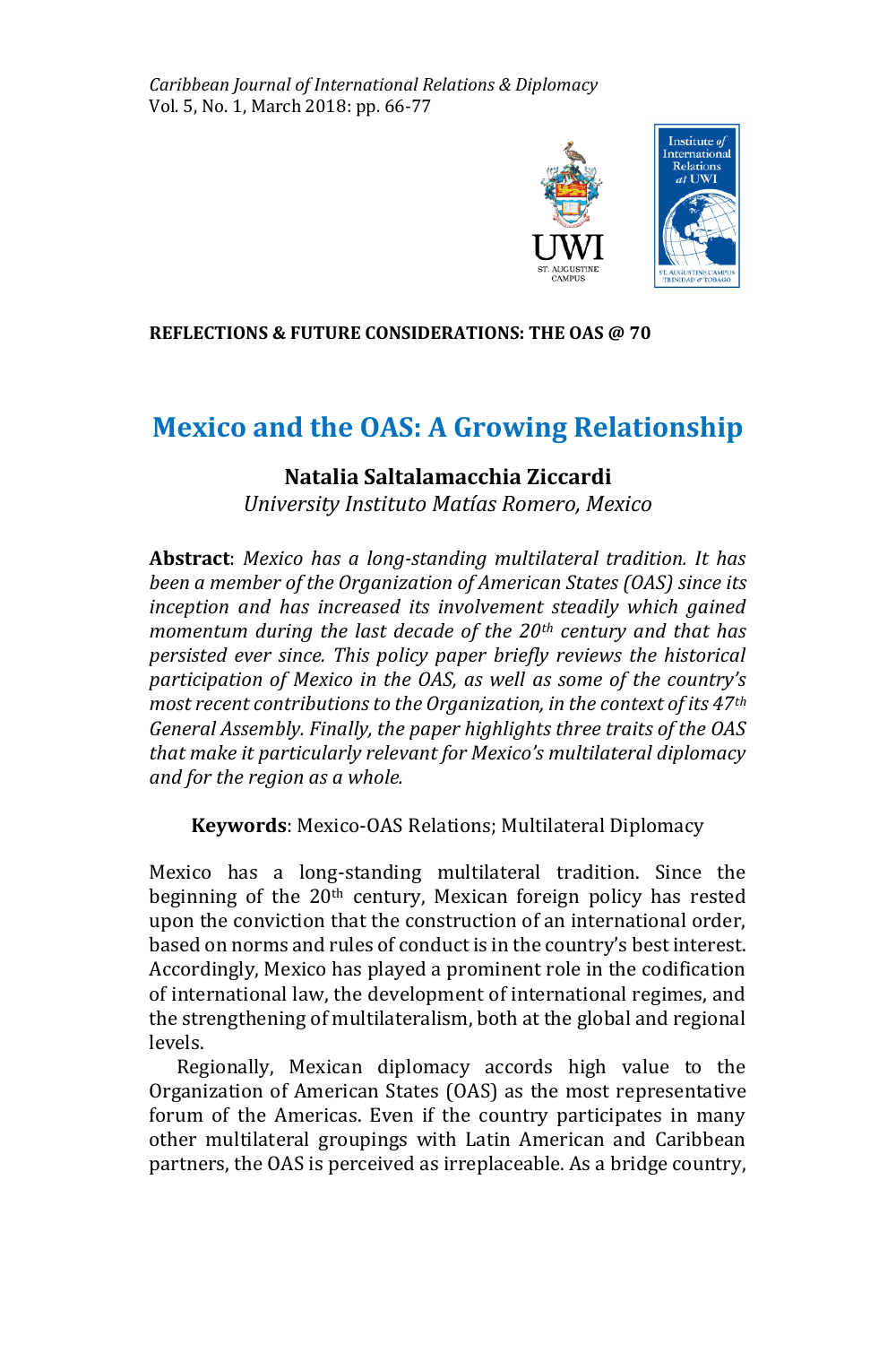REFLECTIONS & FUTURE CONSIDERATIONS: THE OAS @ 70

# Mexico and the OAS: A Growing Relationship

**Natalia Saltalamacchia Ziccardi**
*University Instituto Matías Romero, Mexico*

**Abstract**: *Mexico has a long-standing multilateral tradition. It has been a member of the Organization of American States (OAS) since its inception and has increased its involvement steadily which gained momentum during the last decade of the 20th century and that has persisted ever since. This policy paper briefly reviews the historical participation of Mexico in the OAS, as well as some of the country's most recent contributions to the Organization, in the context of its 47th General Assembly. Finally, the paper highlights three traits of the OAS that make it particularly relevant for Mexico's multilateral diplomacy and for the region as a whole.*

**Keywords**: Mexico-OAS Relations; Multilateral Diplomacy

Mexico has a long-standing multilateral tradition. Since the beginning of the 20th century, Mexican foreign policy has rested upon the conviction that the construction of an international order, based on norms and rules of conduct is in the country's best interest. Accordingly, Mexico has played a prominent role in the codification of international law, the development of international regimes, and the strengthening of multilateralism, both at the global and regional levels.

Regionally, Mexican diplomacy accords high value to the Organization of American States (OAS) as the most representative forum of the Americas. Even if the country participates in many other multilateral groupings with Latin American and Caribbean partners, the OAS is perceived as irreplaceable. As a bridge country,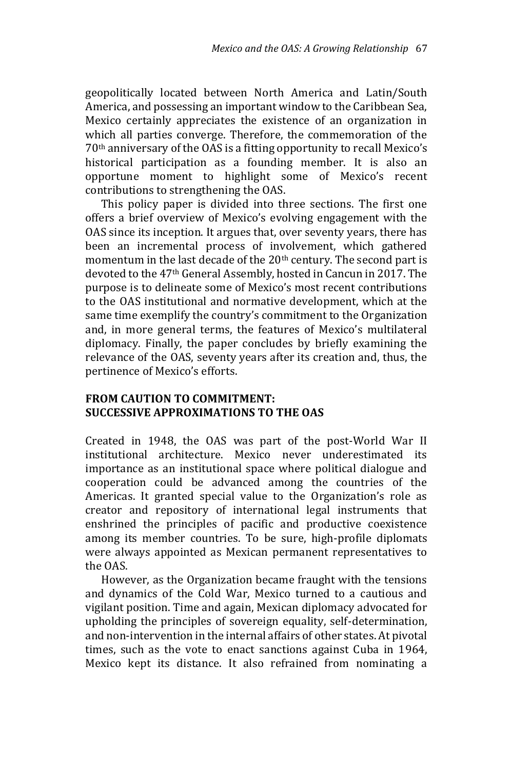geopolitically located between North America and Latin/South America, and possessing an important window to the Caribbean Sea, Mexico certainly appreciates the existence of an organization in which all parties converge. Therefore, the commemoration of the 70th anniversary of the OAS is a fitting opportunity to recall Mexico's historical participation as a founding member. It is also an opportune moment to highlight some of Mexico's recent contributions to strengthening the OAS.

This policy paper is divided into three sections. The first one offers a brief overview of Mexico's evolving engagement with the OAS since its inception. It argues that, over seventy years, there has been an incremental process of involvement, which gathered momentum in the last decade of the 20th century. The second part is devoted to the 47th General Assembly, hosted in Cancun in 2017. The purpose is to delineate some of Mexico's most recent contributions to the OAS institutional and normative development, which at the same time exemplify the country's commitment to the Organization and, in more general terms, the features of Mexico's multilateral diplomacy. Finally, the paper concludes by briefly examining the relevance of the OAS, seventy years after its creation and, thus, the pertinence of Mexico's efforts.

## FROM CAUTION TO COMMITMENT: SUCCESSIVE APPROXIMATIONS TO THE OAS

Created in 1948, the OAS was part of the post-World War II institutional architecture. Mexico never underestimated its importance as an institutional space where political dialogue and cooperation could be advanced among the countries of the Americas. It granted special value to the Organization's role as creator and repository of international legal instruments that enshrined the principles of pacific and productive coexistence among its member countries. To be sure, high-profile diplomats were always appointed as Mexican permanent representatives to the OAS.

However, as the Organization became fraught with the tensions and dynamics of the Cold War, Mexico turned to a cautious and vigilant position. Time and again, Mexican diplomacy advocated for upholding the principles of sovereign equality, self-determination, and non-intervention in the internal affairs of other states. At pivotal times, such as the vote to enact sanctions against Cuba in 1964, Mexico kept its distance. It also refrained from nominating a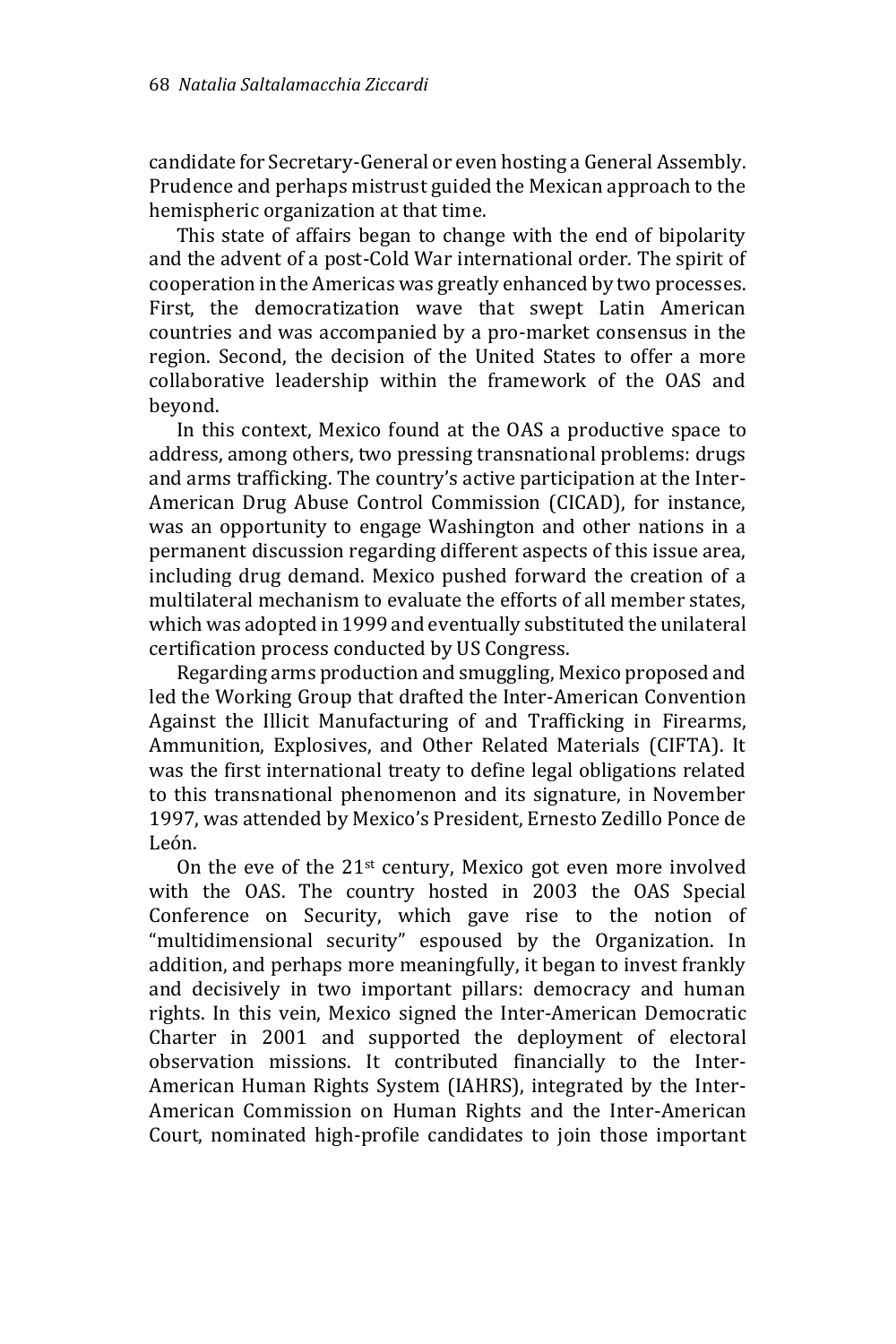candidate for Secretary-General or even hosting a General Assembly. Prudence and perhaps mistrust guided the Mexican approach to the hemispheric organization at that time.

This state of affairs began to change with the end of bipolarity and the advent of a post-Cold War international order. The spirit of cooperation in the Americas was greatly enhanced by two processes. First, the democratization wave that swept Latin American countries and was accompanied by a pro-market consensus in the region. Second, the decision of the United States to offer a more collaborative leadership within the framework of the OAS and beyond.

In this context, Mexico found at the OAS a productive space to address, among others, two pressing transnational problems: drugs and arms trafficking. The country's active participation at the Inter-American Drug Abuse Control Commission (CICAD), for instance, was an opportunity to engage Washington and other nations in a permanent discussion regarding different aspects of this issue area, including drug demand. Mexico pushed forward the creation of a multilateral mechanism to evaluate the efforts of all member states, which was adopted in 1999 and eventually substituted the unilateral certification process conducted by US Congress.

Regarding arms production and smuggling, Mexico proposed and led the Working Group that drafted the Inter-American Convention Against the Illicit Manufacturing of and Trafficking in Firearms, Ammunition, Explosives, and Other Related Materials (CIFTA). It was the first international treaty to define legal obligations related to this transnational phenomenon and its signature, in November 1997, was attended by Mexico's President, Ernesto Zedillo Ponce de León.

On the eve of the 21st century, Mexico got even more involved with the OAS. The country hosted in 2003 the OAS Special Conference on Security, which gave rise to the notion of "multidimensional security" espoused by the Organization. In addition, and perhaps more meaningfully, it began to invest frankly and decisively in two important pillars: democracy and human rights. In this vein, Mexico signed the Inter-American Democratic Charter in 2001 and supported the deployment of electoral observation missions. It contributed financially to the Inter-American Human Rights System (IAHRS), integrated by the Inter-American Commission on Human Rights and the Inter-American Court, nominated high-profile candidates to join those important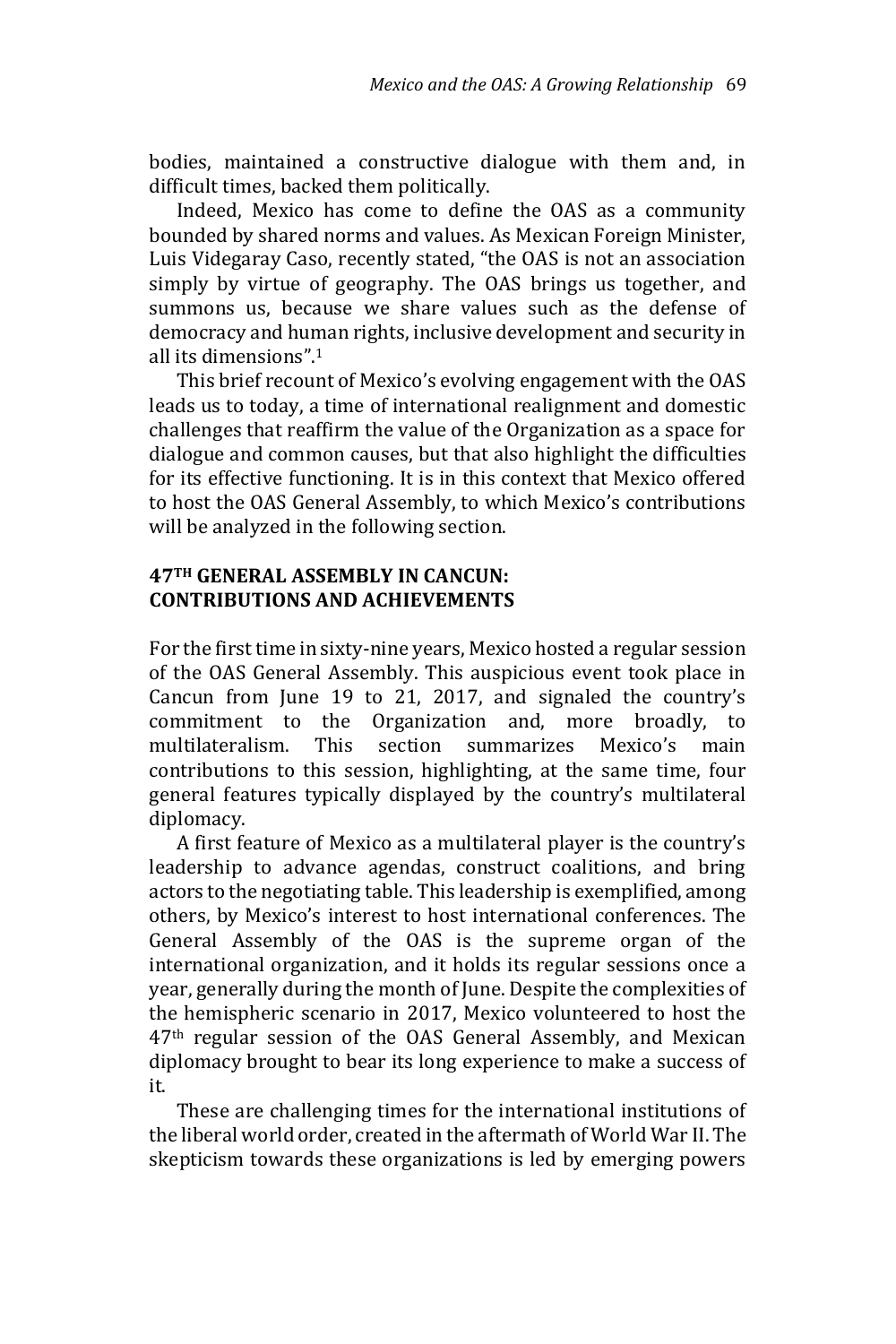bodies, maintained a constructive dialogue with them and, in difficult times, backed them politically.

Indeed, Mexico has come to define the OAS as a community bounded by shared norms and values. As Mexican Foreign Minister, Luis Videgaray Caso, recently stated, "the OAS is not an association simply by virtue of geography. The OAS brings us together, and summons us, because we share values such as the defense of democracy and human rights, inclusive development and security in all its dimensions".[1]

This brief recount of Mexico's evolving engagement with the OAS leads us to today, a time of international realignment and domestic challenges that reaffirm the value of the Organization as a space for dialogue and common causes, but that also highlight the difficulties for its effective functioning. It is in this context that Mexico offered to host the OAS General Assembly, to which Mexico's contributions will be analyzed in the following section.

## 47TH GENERAL ASSEMBLY IN CANCUN: CONTRIBUTIONS AND ACHIEVEMENTS

For the first time in sixty-nine years, Mexico hosted a regular session of the OAS General Assembly. This auspicious event took place in Cancun from June 19 to 21, 2017, and signaled the country's commitment to the Organization and, more broadly, to multilateralism. This section summarizes Mexico's main contributions to this session, highlighting, at the same time, four general features typically displayed by the country's multilateral diplomacy.

A first feature of Mexico as a multilateral player is the country's leadership to advance agendas, construct coalitions, and bring actors to the negotiating table. This leadership is exemplified, among others, by Mexico's interest to host international conferences. The General Assembly of the OAS is the supreme organ of the international organization, and it holds its regular sessions once a year, generally during the month of June. Despite the complexities of the hemispheric scenario in 2017, Mexico volunteered to host the 47th regular session of the OAS General Assembly, and Mexican diplomacy brought to bear its long experience to make a success of it.

These are challenging times for the international institutions of the liberal world order, created in the aftermath of World War II. The skepticism towards these organizations is led by emerging powers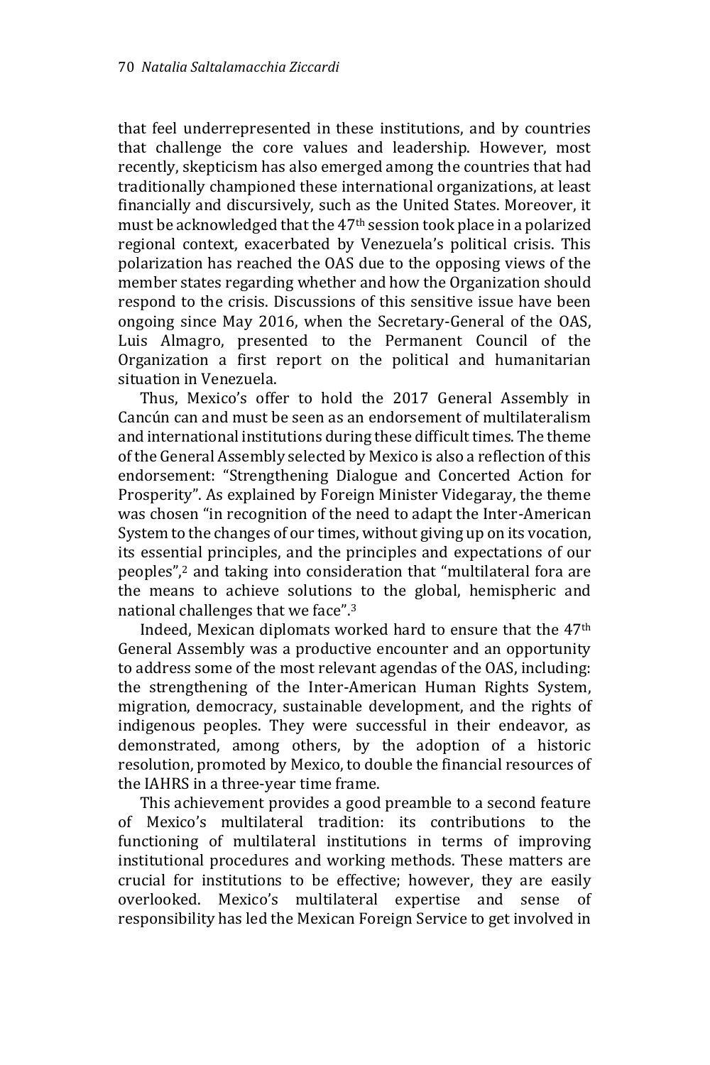that feel underrepresented in these institutions, and by countries that challenge the core values and leadership. However, most recently, skepticism has also emerged among the countries that had traditionally championed these international organizations, at least financially and discursively, such as the United States. Moreover, it must be acknowledged that the 47th session took place in a polarized regional context, exacerbated by Venezuela's political crisis. This polarization has reached the OAS due to the opposing views of the member states regarding whether and how the Organization should respond to the crisis. Discussions of this sensitive issue have been ongoing since May 2016, when the Secretary-General of the OAS, Luis Almagro, presented to the Permanent Council of the Organization a first report on the political and humanitarian situation in Venezuela.

Thus, Mexico's offer to hold the 2017 General Assembly in Cancún can and must be seen as an endorsement of multilateralism and international institutions during these difficult times. The theme of the General Assembly selected by Mexico is also a reflection of this endorsement: "Strengthening Dialogue and Concerted Action for Prosperity". As explained by Foreign Minister Videgaray, the theme was chosen "in recognition of the need to adapt the Inter-American System to the changes of our times, without giving up on its vocation, its essential principles, and the principles and expectations of our peoples",[2] and taking into consideration that "multilateral fora are the means to achieve solutions to the global, hemispheric and national challenges that we face".[3]

Indeed, Mexican diplomats worked hard to ensure that the 47th General Assembly was a productive encounter and an opportunity to address some of the most relevant agendas of the OAS, including: the strengthening of the Inter-American Human Rights System, migration, democracy, sustainable development, and the rights of indigenous peoples. They were successful in their endeavor, as demonstrated, among others, by the adoption of a historic resolution, promoted by Mexico, to double the financial resources of the IAHRS in a three-year time frame.

This achievement provides a good preamble to a second feature of Mexico's multilateral tradition: its contributions to the functioning of multilateral institutions in terms of improving institutional procedures and working methods. These matters are crucial for institutions to be effective; however, they are easily overlooked. Mexico's multilateral expertise and sense of responsibility has led the Mexican Foreign Service to get involved in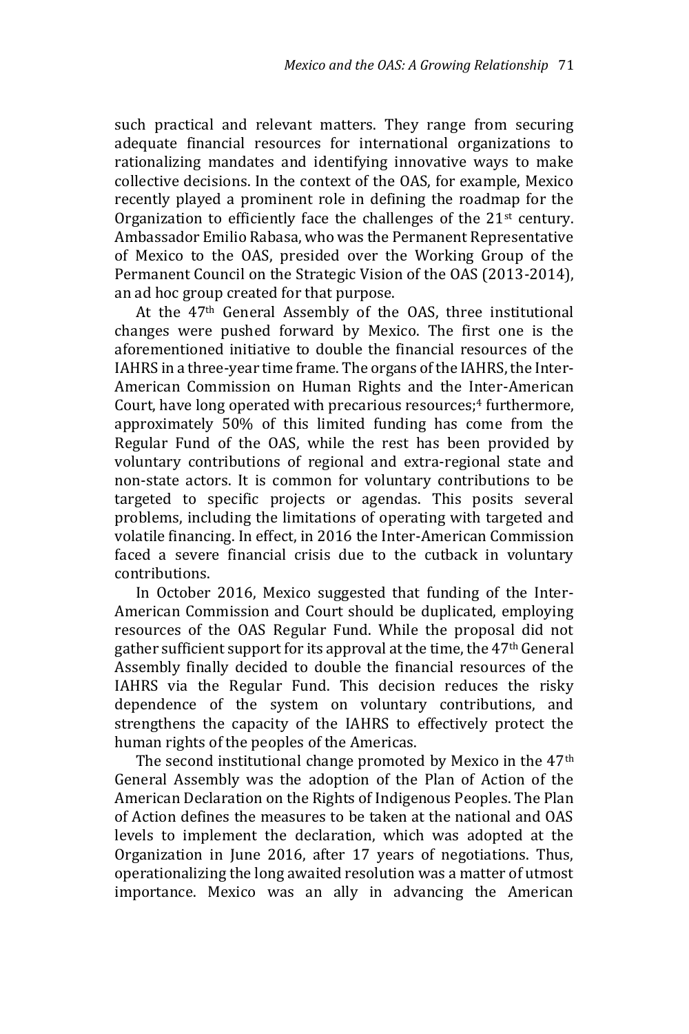such practical and relevant matters. They range from securing adequate financial resources for international organizations to rationalizing mandates and identifying innovative ways to make collective decisions. In the context of the OAS, for example, Mexico recently played a prominent role in defining the roadmap for the Organization to efficiently face the challenges of the 21st century. Ambassador Emilio Rabasa, who was the Permanent Representative of Mexico to the OAS, presided over the Working Group of the Permanent Council on the Strategic Vision of the OAS (2013-2014), an ad hoc group created for that purpose.

At the 47th General Assembly of the OAS, three institutional changes were pushed forward by Mexico. The first one is the aforementioned initiative to double the financial resources of the IAHRS in a three-year time frame. The organs of the IAHRS, the Inter-American Commission on Human Rights and the Inter-American Court, have long operated with precarious resources;[4] furthermore, approximately 50% of this limited funding has come from the Regular Fund of the OAS, while the rest has been provided by voluntary contributions of regional and extra-regional state and non-state actors. It is common for voluntary contributions to be targeted to specific projects or agendas. This posits several problems, including the limitations of operating with targeted and volatile financing. In effect, in 2016 the Inter-American Commission faced a severe financial crisis due to the cutback in voluntary contributions.

In October 2016, Mexico suggested that funding of the Inter-American Commission and Court should be duplicated, employing resources of the OAS Regular Fund. While the proposal did not gather sufficient support for its approval at the time, the 47th General Assembly finally decided to double the financial resources of the IAHRS via the Regular Fund. This decision reduces the risky dependence of the system on voluntary contributions, and strengthens the capacity of the IAHRS to effectively protect the human rights of the peoples of the Americas.

The second institutional change promoted by Mexico in the 47th General Assembly was the adoption of the Plan of Action of the American Declaration on the Rights of Indigenous Peoples. The Plan of Action defines the measures to be taken at the national and OAS levels to implement the declaration, which was adopted at the Organization in June 2016, after 17 years of negotiations. Thus, operationalizing the long awaited resolution was a matter of utmost importance. Mexico was an ally in advancing the American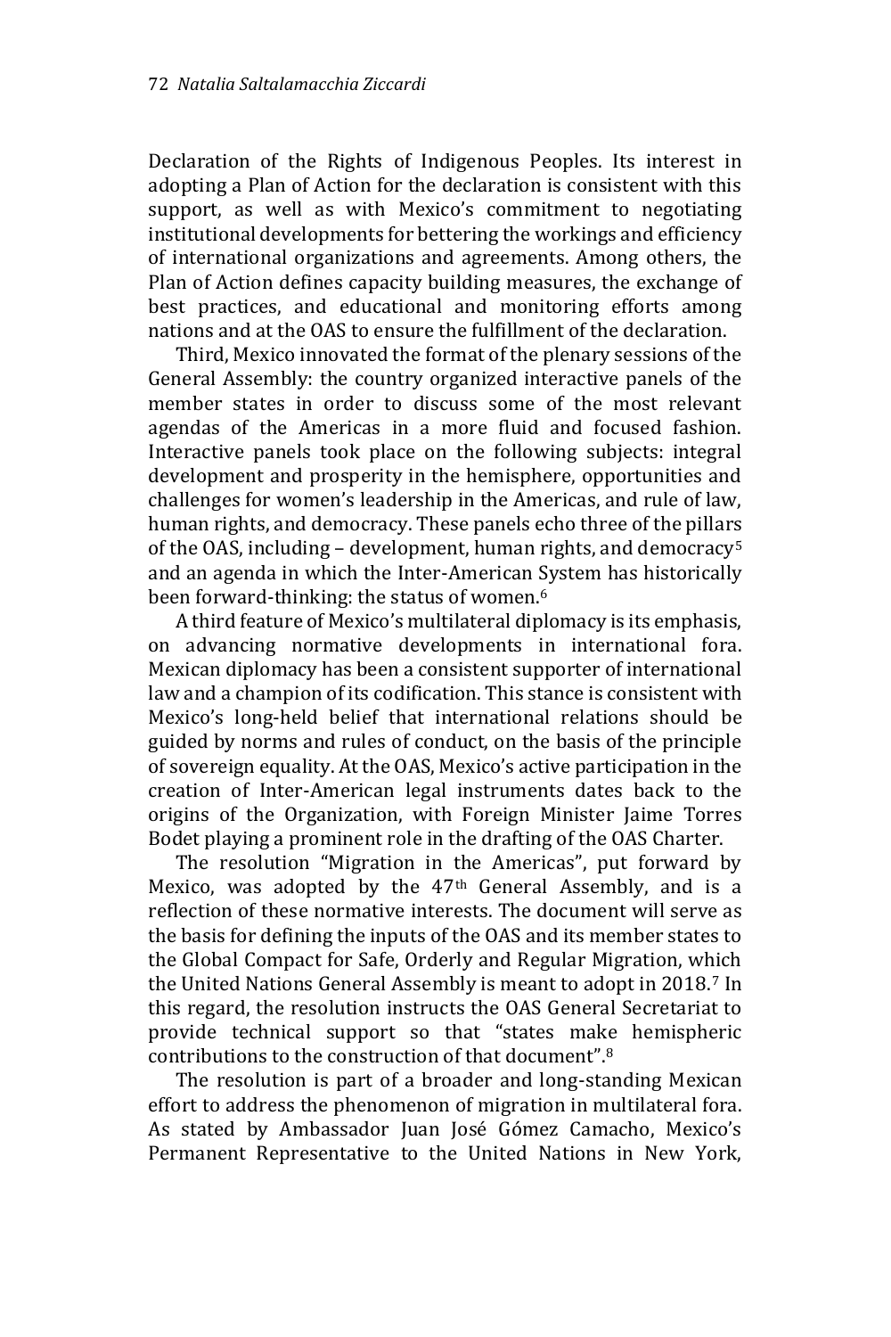Declaration of the Rights of Indigenous Peoples. Its interest in adopting a Plan of Action for the declaration is consistent with this support, as well as with Mexico's commitment to negotiating institutional developments for bettering the workings and efficiency of international organizations and agreements. Among others, the Plan of Action defines capacity building measures, the exchange of best practices, and educational and monitoring efforts among nations and at the OAS to ensure the fulfillment of the declaration.

Third, Mexico innovated the format of the plenary sessions of the General Assembly: the country organized interactive panels of the member states in order to discuss some of the most relevant agendas of the Americas in a more fluid and focused fashion. Interactive panels took place on the following subjects: integral development and prosperity in the hemisphere, opportunities and challenges for women's leadership in the Americas, and rule of law, human rights, and democracy. These panels echo three of the pillars of the OAS, including – development, human rights, and democracy[5] and an agenda in which the Inter-American System has historically been forward-thinking: the status of women.[6]

A third feature of Mexico's multilateral diplomacy is its emphasis, on advancing normative developments in international fora. Mexican diplomacy has been a consistent supporter of international law and a champion of its codification. This stance is consistent with Mexico's long-held belief that international relations should be guided by norms and rules of conduct, on the basis of the principle of sovereign equality. At the OAS, Mexico's active participation in the creation of Inter-American legal instruments dates back to the origins of the Organization, with Foreign Minister Jaime Torres Bodet playing a prominent role in the drafting of the OAS Charter.

The resolution "Migration in the Americas", put forward by Mexico, was adopted by the 47th General Assembly, and is a reflection of these normative interests. The document will serve as the basis for defining the inputs of the OAS and its member states to the Global Compact for Safe, Orderly and Regular Migration, which the United Nations General Assembly is meant to adopt in 2018.[7] In this regard, the resolution instructs the OAS General Secretariat to provide technical support so that "states make hemispheric contributions to the construction of that document".[8]

The resolution is part of a broader and long-standing Mexican effort to address the phenomenon of migration in multilateral fora. As stated by Ambassador Juan José Gómez Camacho, Mexico's Permanent Representative to the United Nations in New York,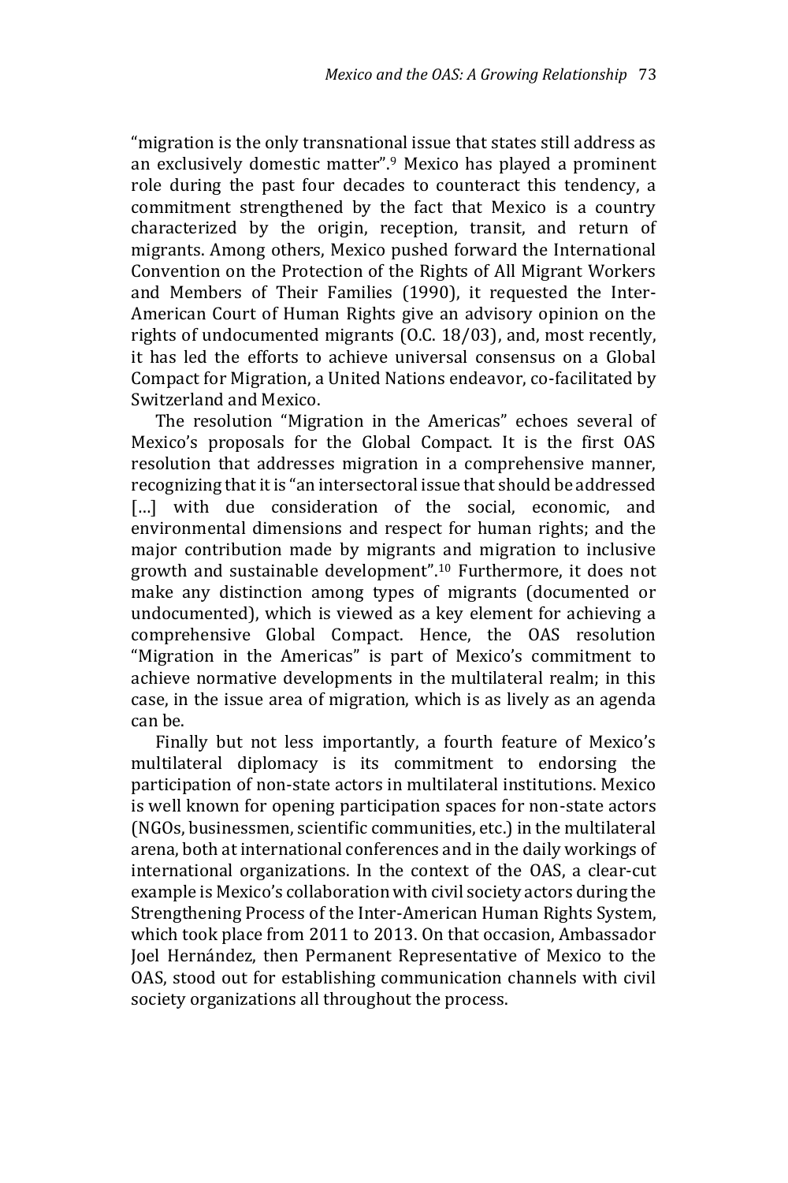"migration is the only transnational issue that states still address as an exclusively domestic matter".[9] Mexico has played a prominent role during the past four decades to counteract this tendency, a commitment strengthened by the fact that Mexico is a country characterized by the origin, reception, transit, and return of migrants. Among others, Mexico pushed forward the International Convention on the Protection of the Rights of All Migrant Workers and Members of Their Families (1990), it requested the Inter-American Court of Human Rights give an advisory opinion on the rights of undocumented migrants (O.C. 18/03), and, most recently, it has led the efforts to achieve universal consensus on a Global Compact for Migration, a United Nations endeavor, co-facilitated by Switzerland and Mexico.

The resolution "Migration in the Americas" echoes several of Mexico's proposals for the Global Compact. It is the first OAS resolution that addresses migration in a comprehensive manner, recognizing that it is "an intersectoral issue that should be addressed […] with due consideration of the social, economic, and environmental dimensions and respect for human rights; and the major contribution made by migrants and migration to inclusive growth and sustainable development".[10] Furthermore, it does not make any distinction among types of migrants (documented or undocumented), which is viewed as a key element for achieving a comprehensive Global Compact. Hence, the OAS resolution "Migration in the Americas" is part of Mexico's commitment to achieve normative developments in the multilateral realm; in this case, in the issue area of migration, which is as lively as an agenda can be.

Finally but not less importantly, a fourth feature of Mexico's multilateral diplomacy is its commitment to endorsing the participation of non-state actors in multilateral institutions. Mexico is well known for opening participation spaces for non-state actors (NGOs, businessmen, scientific communities, etc.) in the multilateral arena, both at international conferences and in the daily workings of international organizations. In the context of the OAS, a clear-cut example is Mexico's collaboration with civil society actors during the Strengthening Process of the Inter-American Human Rights System, which took place from 2011 to 2013. On that occasion, Ambassador Joel Hernández, then Permanent Representative of Mexico to the OAS, stood out for establishing communication channels with civil society organizations all throughout the process.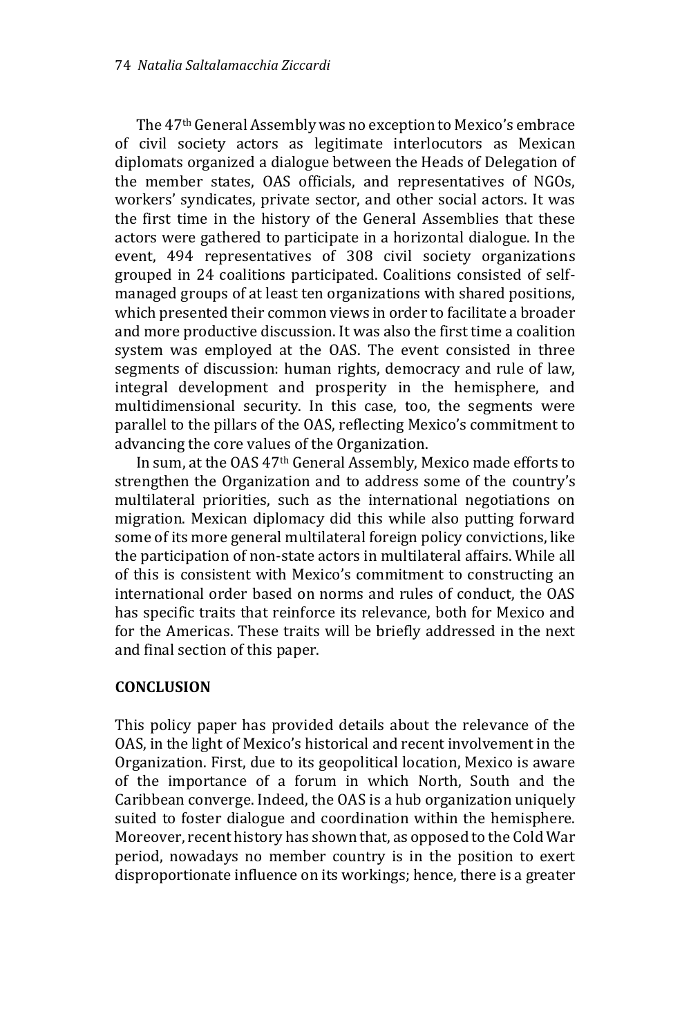The 47th General Assembly was no exception to Mexico's embrace of civil society actors as legitimate interlocutors as Mexican diplomats organized a dialogue between the Heads of Delegation of the member states, OAS officials, and representatives of NGOs, workers' syndicates, private sector, and other social actors. It was the first time in the history of the General Assemblies that these actors were gathered to participate in a horizontal dialogue. In the event, 494 representatives of 308 civil society organizations grouped in 24 coalitions participated. Coalitions consisted of self-managed groups of at least ten organizations with shared positions, which presented their common views in order to facilitate a broader and more productive discussion. It was also the first time a coalition system was employed at the OAS. The event consisted in three segments of discussion: human rights, democracy and rule of law, integral development and prosperity in the hemisphere, and multidimensional security. In this case, too, the segments were parallel to the pillars of the OAS, reflecting Mexico's commitment to advancing the core values of the Organization.

In sum, at the OAS 47th General Assembly, Mexico made efforts to strengthen the Organization and to address some of the country's multilateral priorities, such as the international negotiations on migration. Mexican diplomacy did this while also putting forward some of its more general multilateral foreign policy convictions, like the participation of non-state actors in multilateral affairs. While all of this is consistent with Mexico's commitment to constructing an international order based on norms and rules of conduct, the OAS has specific traits that reinforce its relevance, both for Mexico and for the Americas. These traits will be briefly addressed in the next and final section of this paper.

## CONCLUSION

This policy paper has provided details about the relevance of the OAS, in the light of Mexico's historical and recent involvement in the Organization. First, due to its geopolitical location, Mexico is aware of the importance of a forum in which North, South and the Caribbean converge. Indeed, the OAS is a hub organization uniquely suited to foster dialogue and coordination within the hemisphere. Moreover, recent history has shown that, as opposed to the Cold War period, nowadays no member country is in the position to exert disproportionate influence on its workings; hence, there is a greater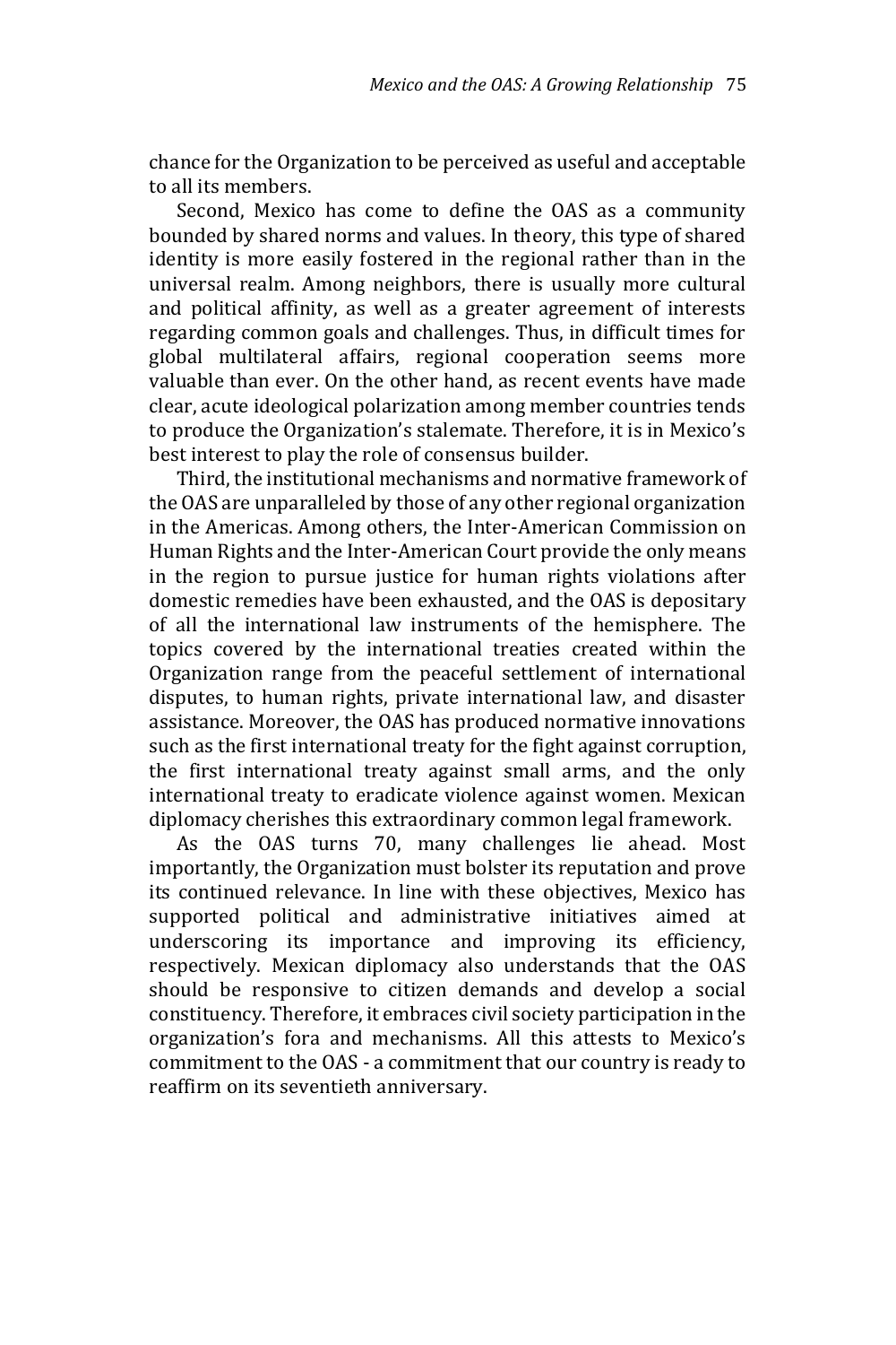chance for the Organization to be perceived as useful and acceptable to all its members.

Second, Mexico has come to define the OAS as a community bounded by shared norms and values. In theory, this type of shared identity is more easily fostered in the regional rather than in the universal realm. Among neighbors, there is usually more cultural and political affinity, as well as a greater agreement of interests regarding common goals and challenges. Thus, in difficult times for global multilateral affairs, regional cooperation seems more valuable than ever. On the other hand, as recent events have made clear, acute ideological polarization among member countries tends to produce the Organization's stalemate. Therefore, it is in Mexico's best interest to play the role of consensus builder.

Third, the institutional mechanisms and normative framework of the OAS are unparalleled by those of any other regional organization in the Americas. Among others, the Inter-American Commission on Human Rights and the Inter-American Court provide the only means in the region to pursue justice for human rights violations after domestic remedies have been exhausted, and the OAS is depositary of all the international law instruments of the hemisphere. The topics covered by the international treaties created within the Organization range from the peaceful settlement of international disputes, to human rights, private international law, and disaster assistance. Moreover, the OAS has produced normative innovations such as the first international treaty for the fight against corruption, the first international treaty against small arms, and the only international treaty to eradicate violence against women. Mexican diplomacy cherishes this extraordinary common legal framework.

As the OAS turns 70, many challenges lie ahead. Most importantly, the Organization must bolster its reputation and prove its continued relevance. In line with these objectives, Mexico has supported political and administrative initiatives aimed at underscoring its importance and improving its efficiency, respectively. Mexican diplomacy also understands that the OAS should be responsive to citizen demands and develop a social constituency. Therefore, it embraces civil society participation in the organization's fora and mechanisms. All this attests to Mexico's commitment to the OAS - a commitment that our country is ready to reaffirm on its seventieth anniversary.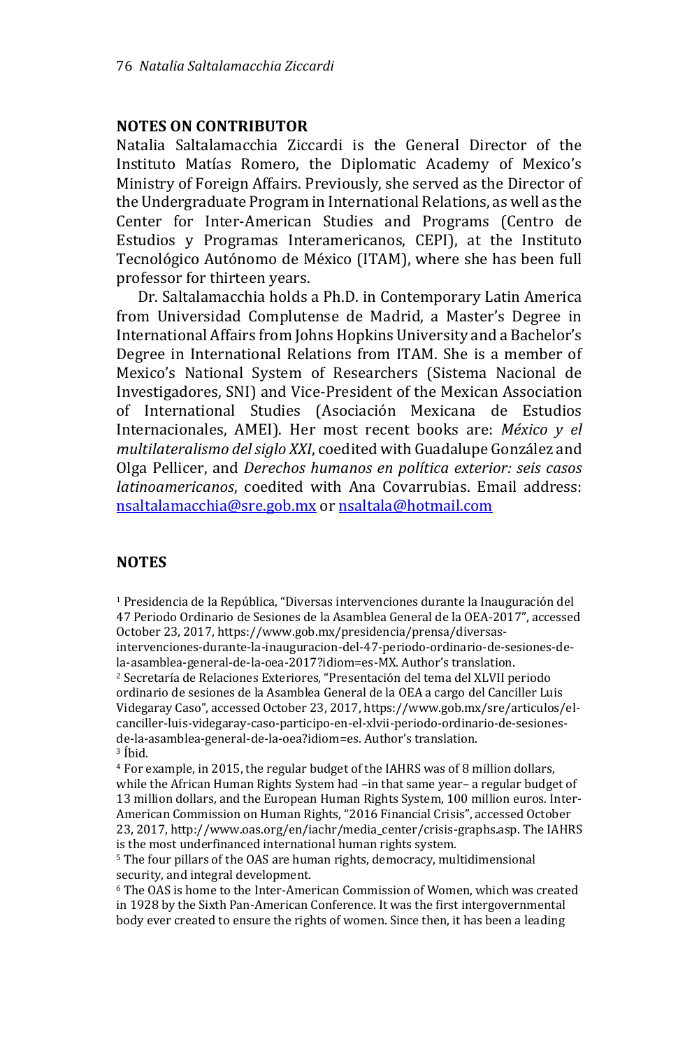## NOTES ON CONTRIBUTOR

Natalia Saltalamacchia Ziccardi is the General Director of the Instituto Matías Romero, the Diplomatic Academy of Mexico's Ministry of Foreign Affairs. Previously, she served as the Director of the Undergraduate Program in International Relations, as well as the Center for Inter-American Studies and Programs (Centro de Estudios y Programas Interamericanos, CEPI), at the Instituto Tecnológico Autónomo de México (ITAM), where she has been full professor for thirteen years.

Dr. Saltalamacchia holds a Ph.D. in Contemporary Latin America from Universidad Complutense de Madrid, a Master's Degree in International Affairs from Johns Hopkins University and a Bachelor's Degree in International Relations from ITAM. She is a member of Mexico's National System of Researchers (Sistema Nacional de Investigadores, SNI) and Vice-President of the Mexican Association of International Studies (Asociación Mexicana de Estudios Internacionales, AMEI). Her most recent books are: *México y el multilateralismo del siglo XXI*, coedited with Guadalupe González and Olga Pellicer, and *Derechos humanos en política exterior: seis casos latinoamericanos*, coedited with Ana Covarrubias. Email address: nsaltalamacchia@sre.gob.mx or nsaltala@hotmail.com

## NOTES

[1] Presidencia de la República, "Diversas intervenciones durante la Inauguración del 47 Periodo Ordinario de Sesiones de la Asamblea General de la OEA-2017", accessed October 23, 2017, https://www.gob.mx/presidencia/prensa/diversas-intervenciones-durante-la-inauguracion-del-47-periodo-ordinario-de-sesiones-de-la-asamblea-general-de-la-oea-2017?idiom=es-MX. Author's translation.

[2] Secretaría de Relaciones Exteriores, "Presentación del tema del XLVII periodo ordinario de sesiones de la Asamblea General de la OEA a cargo del Canciller Luis Videgaray Caso", accessed October 23, 2017, https://www.gob.mx/sre/articulos/el-canciller-luis-videgaray-caso-participo-en-el-xlvii-periodo-ordinario-de-sesiones-de-la-asamblea-general-de-la-oea?idiom=es. Author's translation.

[3] Íbid.

[4] For example, in 2015, the regular budget of the IAHRS was of 8 million dollars, while the African Human Rights System had –in that same year– a regular budget of 13 million dollars, and the European Human Rights System, 100 million euros. Inter-American Commission on Human Rights, "2016 Financial Crisis", accessed October 23, 2017, http://www.oas.org/en/iachr/media_center/crisis-graphs.asp. The IAHRS is the most underfinanced international human rights system.

[5] The four pillars of the OAS are human rights, democracy, multidimensional security, and integral development.

[6] The OAS is home to the Inter-American Commission of Women, which was created in 1928 by the Sixth Pan-American Conference. It was the first intergovernmental body ever created to ensure the rights of women. Since then, it has been a leading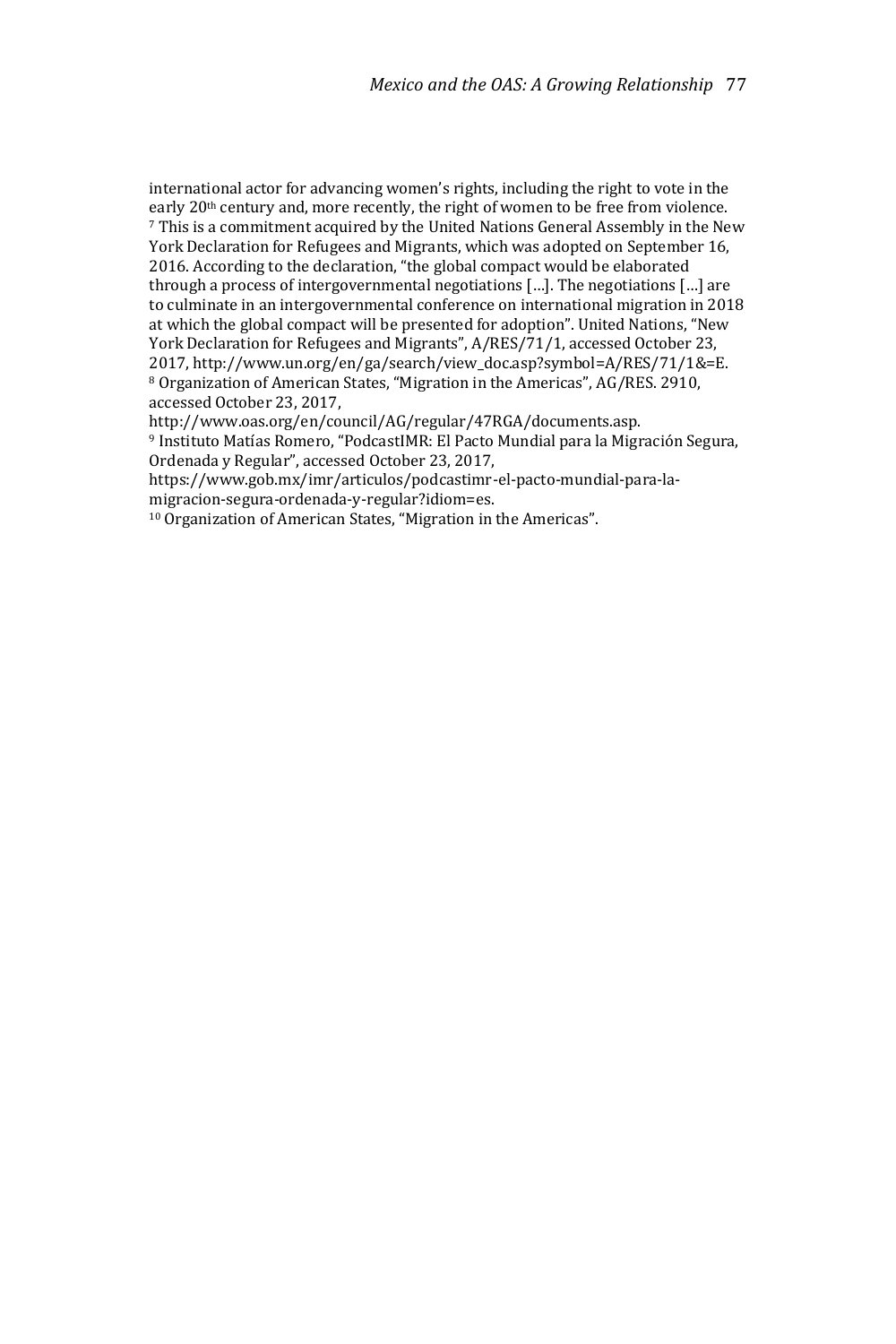international actor for advancing women's rights, including the right to vote in the early 20th century and, more recently, the right of women to be free from violence.

[7] This is a commitment acquired by the United Nations General Assembly in the New York Declaration for Refugees and Migrants, which was adopted on September 16, 2016. According to the declaration, "the global compact would be elaborated through a process of intergovernmental negotiations […]. The negotiations […] are to culminate in an intergovernmental conference on international migration in 2018 at which the global compact will be presented for adoption". United Nations, "New York Declaration for Refugees and Migrants", A/RES/71/1, accessed October 23, 2017, http://www.un.org/en/ga/search/view_doc.asp?symbol=A/RES/71/1&=E.

[8] Organization of American States, "Migration in the Americas", AG/RES. 2910, accessed October 23, 2017, http://www.oas.org/en/council/AG/regular/47RGA/documents.asp.

[9] Instituto Matías Romero, "PodcastIMR: El Pacto Mundial para la Migración Segura, Ordenada y Regular", accessed October 23, 2017, https://www.gob.mx/imr/articulos/podcastimr-el-pacto-mundial-para-la-migracion-segura-ordenada-y-regular?idiom=es.

[10] Organization of American States, "Migration in the Americas".